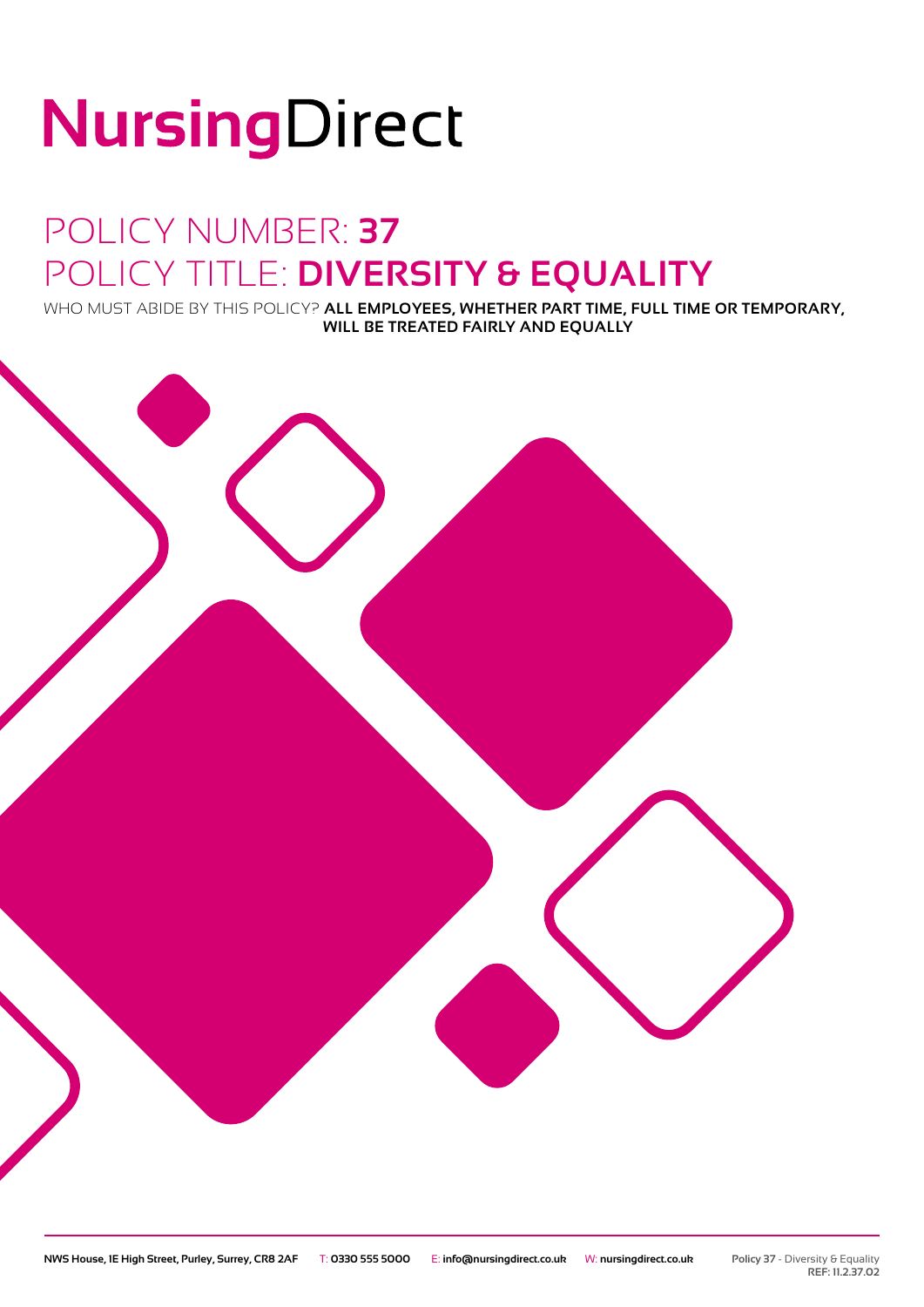# NursingDirect

## POLICY NUMBER: **37**
## POLICY TITLE: **DIVERSITY & EQUALITY**

WHO MUST ABIDE BY THIS POLICY? **ALL EMPLOYEES, WHETHER PART TIME, FULL TIME OR TEMPORARY, WILL BE TREATED FAIRLY AND EQUALLY**

**NWS House, 1E High Street, Purley, Surrey, CR8 2AF** T: **0330 555 5000** E: **info@nursingdirect.co.uk** W: **nursingdirect.co.uk**

**Policy 37** - Diversity & Equality
**REF: 11.2.37.02**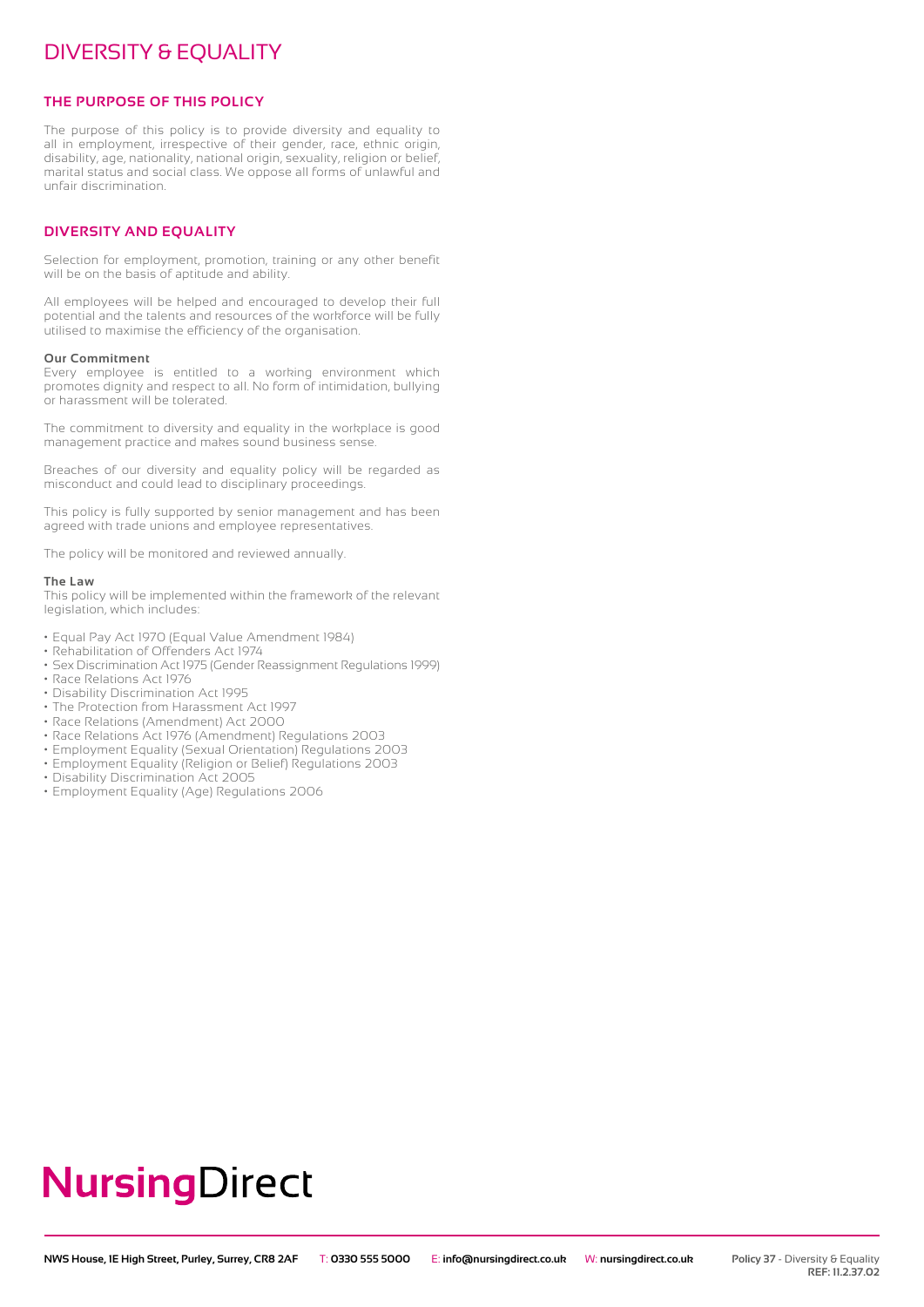# DIVERSITY & EQUALITY

## THE PURPOSE OF THIS POLICY

The purpose of this policy is to provide diversity and equality to all in employment, irrespective of their gender, race, ethnic origin, disability, age, nationality, national origin, sexuality, religion or belief, marital status and social class. We oppose all forms of unlawful and unfair discrimination.

## DIVERSITY AND EQUALITY

Selection for employment, promotion, training or any other benefit will be on the basis of aptitude and ability.

All employees will be helped and encouraged to develop their full potential and the talents and resources of the workforce will be fully utilised to maximise the efficiency of the organisation.

**Our Commitment**

Every employee is entitled to a working environment which promotes dignity and respect to all. No form of intimidation, bullying or harassment will be tolerated.

The commitment to diversity and equality in the workplace is good management practice and makes sound business sense.

Breaches of our diversity and equality policy will be regarded as misconduct and could lead to disciplinary proceedings.

This policy is fully supported by senior management and has been agreed with trade unions and employee representatives.

The policy will be monitored and reviewed annually.

**The Law**

This policy will be implemented within the framework of the relevant legislation, which includes:

- Equal Pay Act 1970 (Equal Value Amendment 1984)
- Rehabilitation of Offenders Act 1974
- Sex Discrimination Act 1975 (Gender Reassignment Regulations 1999)
- Race Relations Act 1976
- Disability Discrimination Act 1995
- The Protection from Harassment Act 1997
- Race Relations (Amendment) Act 2000
- Race Relations Act 1976 (Amendment) Regulations 2003
- Employment Equality (Sexual Orientation) Regulations 2003
- Employment Equality (Religion or Belief) Regulations 2003
- Disability Discrimination Act 2005
- Employment Equality (Age) Regulations 2006

**NursingDirect**

NWS House, 1E High Street, Purley, Surrey, CR8 2AF T: 0330 555 5000 E: info@nursingdirect.co.uk W: nursingdirect.co.uk

Policy 37 - Diversity & Equality
REF: 11.2.37.02